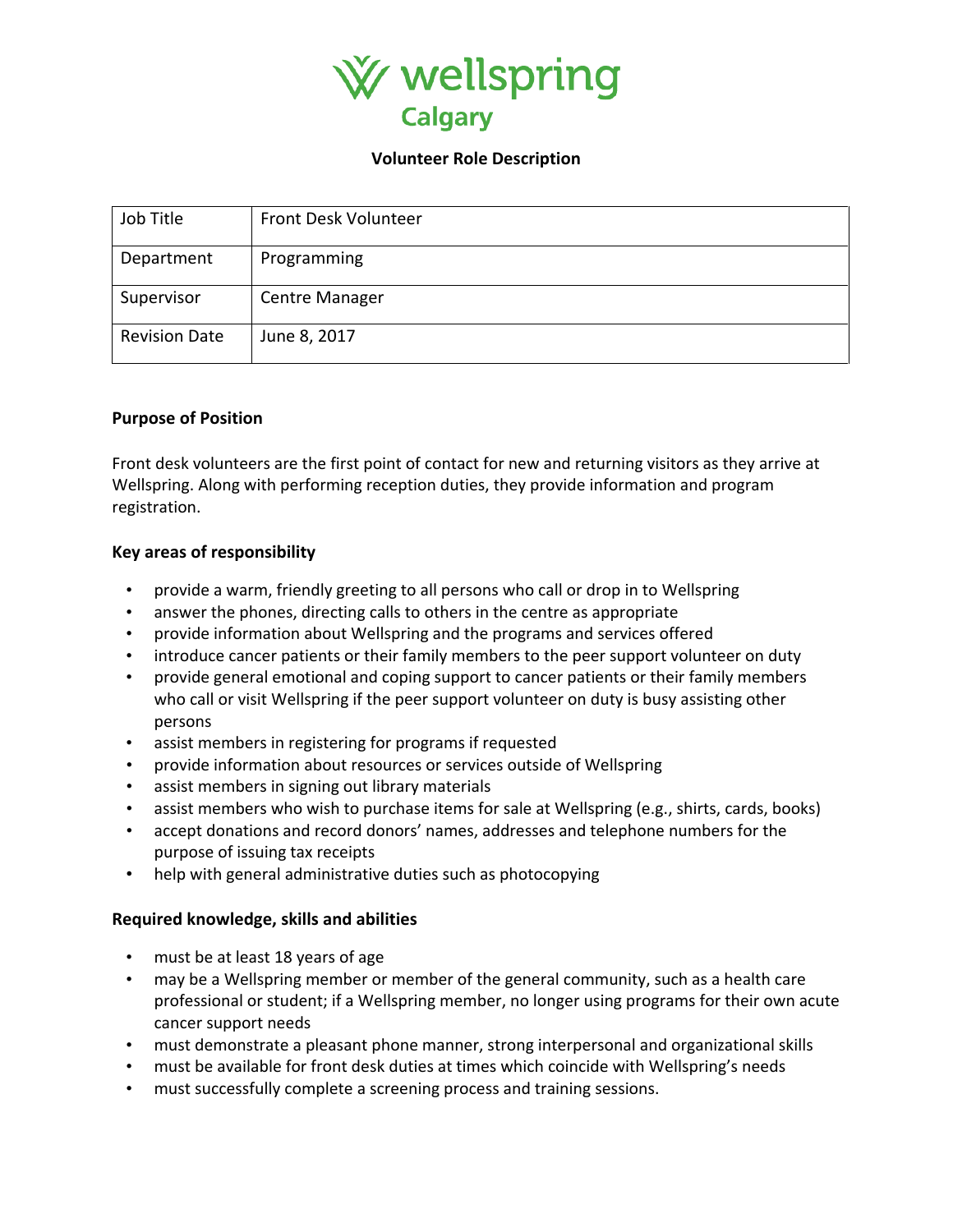# wellspring Calgary

## Volunteer Role Description

| Job Title | Front Desk Volunteer |
| --- | --- |
| Department | Programming |
| Supervisor | Centre Manager |
| Revision Date | June 8, 2017 |

### Purpose of Position

Front desk volunteers are the first point of contact for new and returning visitors as they arrive at Wellspring. Along with performing reception duties, they provide information and program registration.

### Key areas of responsibility

- provide a warm, friendly greeting to all persons who call or drop in to Wellspring
- answer the phones, directing calls to others in the centre as appropriate
- provide information about Wellspring and the programs and services offered
- introduce cancer patients or their family members to the peer support volunteer on duty
- provide general emotional and coping support to cancer patients or their family members who call or visit Wellspring if the peer support volunteer on duty is busy assisting other persons
- assist members in registering for programs if requested
- provide information about resources or services outside of Wellspring
- assist members in signing out library materials
- assist members who wish to purchase items for sale at Wellspring (e.g., shirts, cards, books)
- accept donations and record donors' names, addresses and telephone numbers for the purpose of issuing tax receipts
- help with general administrative duties such as photocopying

### Required knowledge, skills and abilities

- must be at least 18 years of age
- may be a Wellspring member or member of the general community, such as a health care professional or student; if a Wellspring member, no longer using programs for their own acute cancer support needs
- must demonstrate a pleasant phone manner, strong interpersonal and organizational skills
- must be available for front desk duties at times which coincide with Wellspring's needs
- must successfully complete a screening process and training sessions.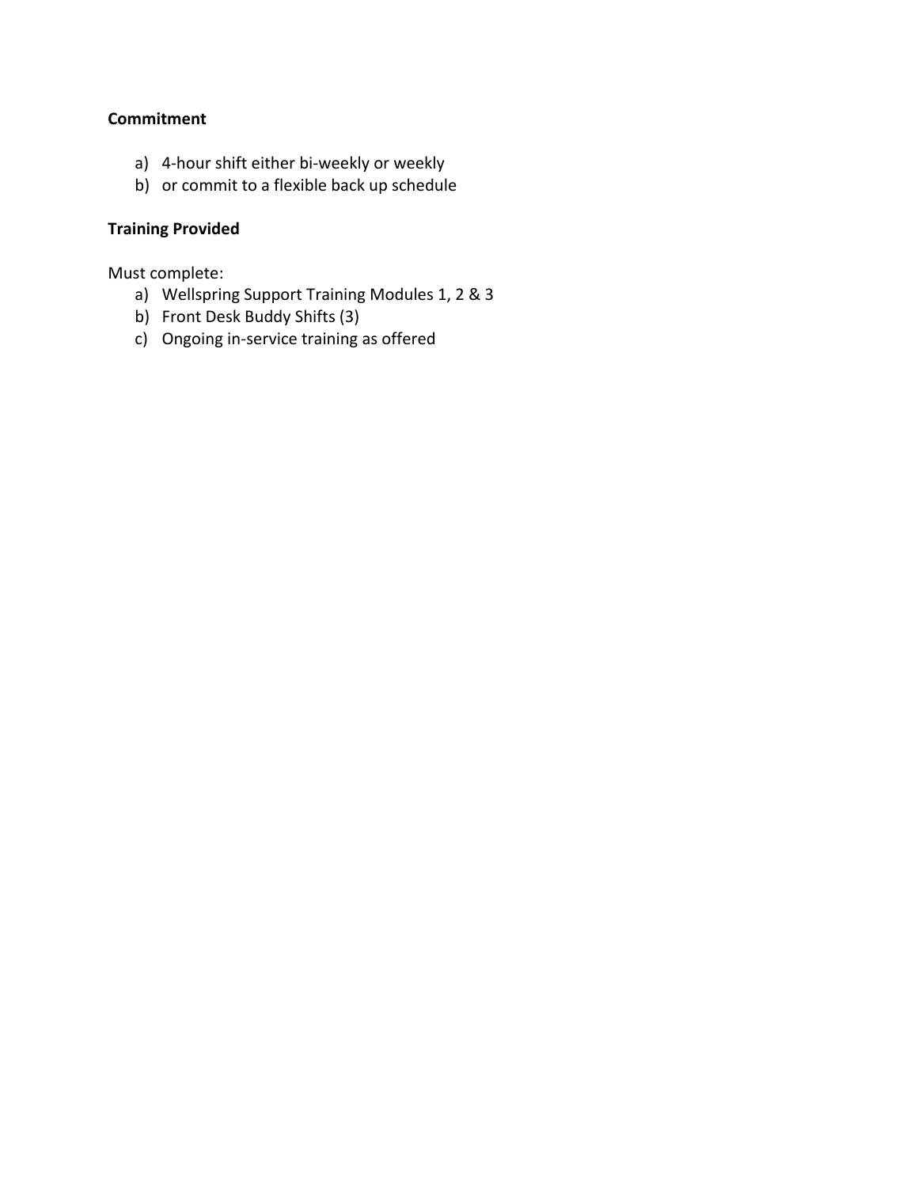**Commitment**

a) 4-hour shift either bi-weekly or weekly
b) or commit to a flexible back up schedule

**Training Provided**

Must complete:

a) Wellspring Support Training Modules 1, 2 & 3
b) Front Desk Buddy Shifts (3)
c) Ongoing in-service training as offered